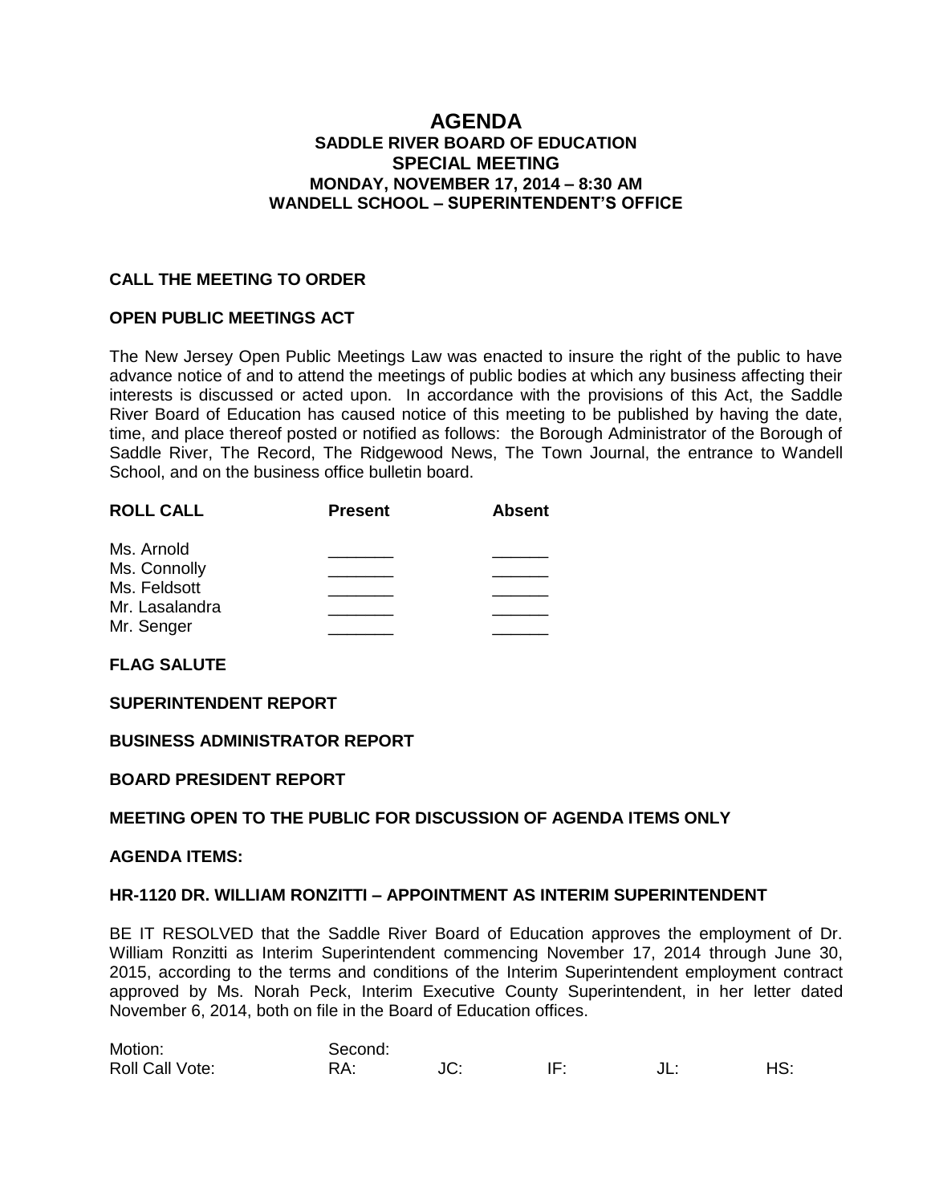# AGENDA

## SADDLE RIVER BOARD OF EDUCATION
## SPECIAL MEETING
### MONDAY, NOVEMBER 17, 2014 – 8:30 AM
### WANDELL SCHOOL – SUPERINTENDENT'S OFFICE

**CALL THE MEETING TO ORDER**

**OPEN PUBLIC MEETINGS ACT**

The New Jersey Open Public Meetings Law was enacted to insure the right of the public to have advance notice of and to attend the meetings of public bodies at which any business affecting their interests is discussed or acted upon. In accordance with the provisions of this Act, the Saddle River Board of Education has caused notice of this meeting to be published by having the date, time, and place thereof posted or notified as follows: the Borough Administrator of the Borough of Saddle River, The Record, The Ridgewood News, The Town Journal, the entrance to Wandell School, and on the business office bulletin board.

| ROLL CALL | Present | Absent |
|---|---|---|
| Ms. Arnold | _______ | ______ |
| Ms. Connolly | _______ | ______ |
| Ms. Feldsott | _______ | ______ |
| Mr. Lasalandra | _______ | ______ |
| Mr. Senger | _______ | ______ |

**FLAG SALUTE**

**SUPERINTENDENT REPORT**

**BUSINESS ADMINISTRATOR REPORT**

**BOARD PRESIDENT REPORT**

**MEETING OPEN TO THE PUBLIC FOR DISCUSSION OF AGENDA ITEMS ONLY**

**AGENDA ITEMS:**

**HR-1120 DR. WILLIAM RONZITTI – APPOINTMENT AS INTERIM SUPERINTENDENT**

BE IT RESOLVED that the Saddle River Board of Education approves the employment of Dr. William Ronzitti as Interim Superintendent commencing November 17, 2014 through June 30, 2015, according to the terms and conditions of the Interim Superintendent employment contract approved by Ms. Norah Peck, Interim Executive County Superintendent, in her letter dated November 6, 2014, both on file in the Board of Education offices.

Motion: Second:

Roll Call Vote: RA: JC: IF: JL: HS: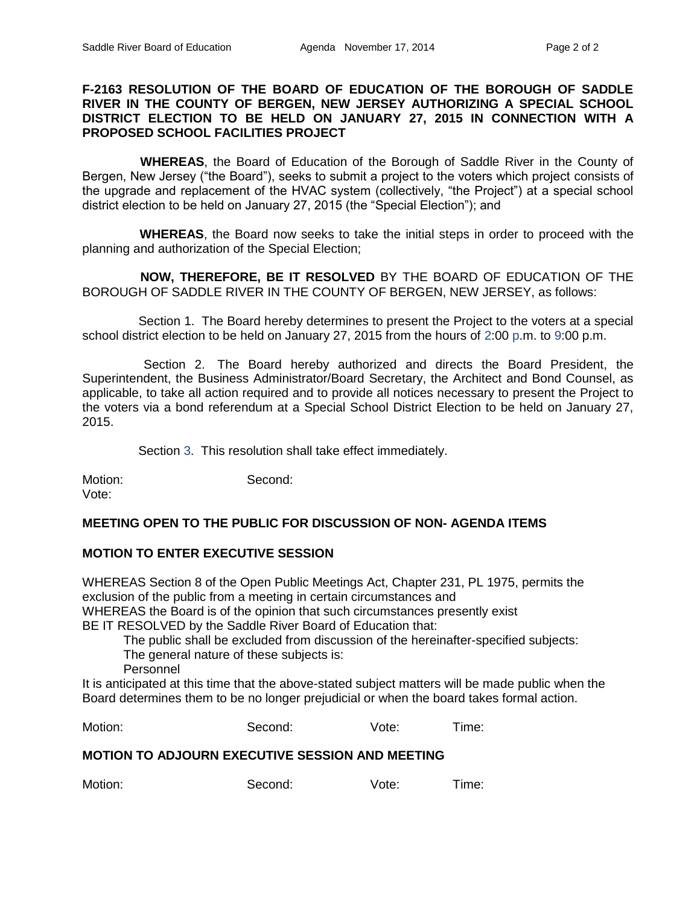**F-2163 RESOLUTION OF THE BOARD OF EDUCATION OF THE BOROUGH OF SADDLE RIVER IN THE COUNTY OF BERGEN, NEW JERSEY AUTHORIZING A SPECIAL SCHOOL DISTRICT ELECTION TO BE HELD ON JANUARY 27, 2015 IN CONNECTION WITH A PROPOSED SCHOOL FACILITIES PROJECT**

**WHEREAS**, the Board of Education of the Borough of Saddle River in the County of Bergen, New Jersey ("the Board"), seeks to submit a project to the voters which project consists of the upgrade and replacement of the HVAC system (collectively, "the Project") at a special school district election to be held on January 27, 2015 (the "Special Election"); and

**WHEREAS**, the Board now seeks to take the initial steps in order to proceed with the planning and authorization of the Special Election;

**NOW, THEREFORE, BE IT RESOLVED** BY THE BOARD OF EDUCATION OF THE BOROUGH OF SADDLE RIVER IN THE COUNTY OF BERGEN, NEW JERSEY, as follows:

Section 1. The Board hereby determines to present the Project to the voters at a special school district election to be held on January 27, 2015 from the hours of 2:00 p.m. to 9:00 p.m.

Section 2. The Board hereby authorized and directs the Board President, the Superintendent, the Business Administrator/Board Secretary, the Architect and Bond Counsel, as applicable, to take all action required and to provide all notices necessary to present the Project to the voters via a bond referendum at a Special School District Election to be held on January 27, 2015.

Section 3. This resolution shall take effect immediately.

Motion: Second:
Vote:

**MEETING OPEN TO THE PUBLIC FOR DISCUSSION OF NON- AGENDA ITEMS**

**MOTION TO ENTER EXECUTIVE SESSION**

WHEREAS Section 8 of the Open Public Meetings Act, Chapter 231, PL 1975, permits the exclusion of the public from a meeting in certain circumstances and
WHEREAS the Board is of the opinion that such circumstances presently exist
BE IT RESOLVED by the Saddle River Board of Education that:

The public shall be excluded from discussion of the hereinafter-specified subjects:
The general nature of these subjects is:
Personnel

It is anticipated at this time that the above-stated subject matters will be made public when the Board determines them to be no longer prejudicial or when the board takes formal action.

Motion: Second: Vote: Time:

**MOTION TO ADJOURN EXECUTIVE SESSION AND MEETING**

Motion: Second: Vote: Time: